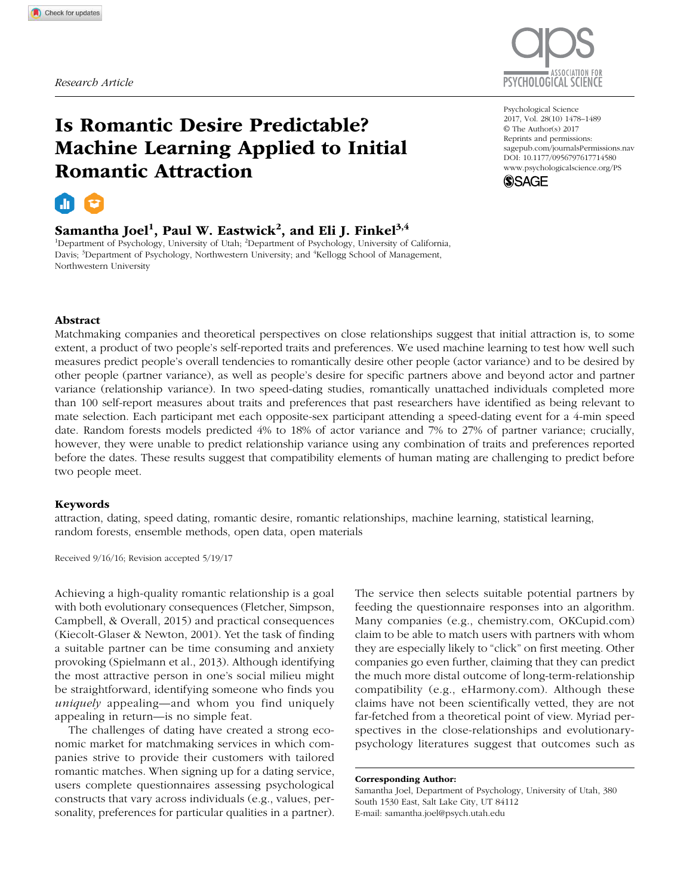Research Article

# Is Romantic Desire Predictable? Machine Learning Applied to Initial Romantic Attraction

**Samantha Joel[1], Paul W. Eastwick[2], and Eli J. Finkel[3,4]**

[1]Department of Psychology, University of Utah; [2]Department of Psychology, University of California, Davis; [3]Department of Psychology, Northwestern University; and [4]Kellogg School of Management, Northwestern University

Psychological Science
2017, Vol. 28(10) 1478–1489
© The Author(s) 2017
Reprints and permissions: sagepub.com/journalsPermissions.nav
DOI: 10.1177/0956797617714580
www.psychologicalscience.org/PS

## Abstract

Matchmaking companies and theoretical perspectives on close relationships suggest that initial attraction is, to some extent, a product of two people's self-reported traits and preferences. We used machine learning to test how well such measures predict people's overall tendencies to romantically desire other people (actor variance) and to be desired by other people (partner variance), as well as people's desire for specific partners above and beyond actor and partner variance (relationship variance). In two speed-dating studies, romantically unattached individuals completed more than 100 self-report measures about traits and preferences that past researchers have identified as being relevant to mate selection. Each participant met each opposite-sex participant attending a speed-dating event for a 4-min speed date. Random forests models predicted 4% to 18% of actor variance and 7% to 27% of partner variance; crucially, however, they were unable to predict relationship variance using any combination of traits and preferences reported before the dates. These results suggest that compatibility elements of human mating are challenging to predict before two people meet.

## Keywords

attraction, dating, speed dating, romantic desire, romantic relationships, machine learning, statistical learning, random forests, ensemble methods, open data, open materials

Received 9/16/16; Revision accepted 5/19/17

Achieving a high-quality romantic relationship is a goal with both evolutionary consequences (Fletcher, Simpson, Campbell, & Overall, 2015) and practical consequences (Kiecolt-Glaser & Newton, 2001). Yet the task of finding a suitable partner can be time consuming and anxiety provoking (Spielmann et al., 2013). Although identifying the most attractive person in one's social milieu might be straightforward, identifying someone who finds you *uniquely* appealing—and whom you find uniquely appealing in return—is no simple feat.

The challenges of dating have created a strong economic market for matchmaking services in which companies strive to provide their customers with tailored romantic matches. When signing up for a dating service, users complete questionnaires assessing psychological constructs that vary across individuals (e.g., values, personality, preferences for particular qualities in a partner). The service then selects suitable potential partners by feeding the questionnaire responses into an algorithm. Many companies (e.g., chemistry.com, OKCupid.com) claim to be able to match users with partners with whom they are especially likely to "click" on first meeting. Other companies go even further, claiming that they can predict the much more distal outcome of long-term-relationship compatibility (e.g., eHarmony.com). Although these claims have not been scientifically vetted, they are not far-fetched from a theoretical point of view. Myriad perspectives in the close-relationships and evolutionary-psychology literatures suggest that outcomes such as

**Corresponding Author:**
Samantha Joel, Department of Psychology, University of Utah, 380 South 1530 East, Salt Lake City, UT 84112
E-mail: samantha.joel@psych.utah.edu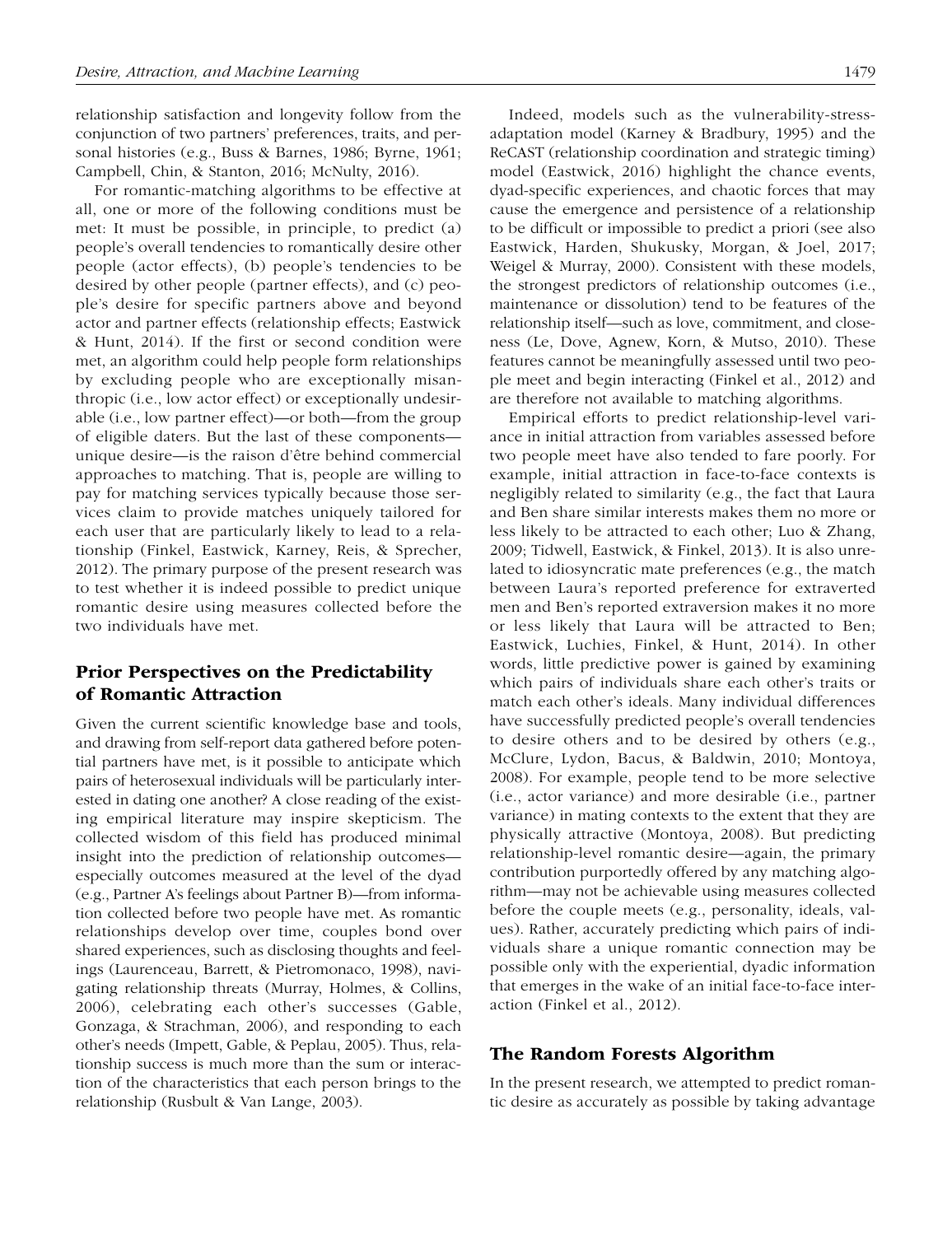relationship satisfaction and longevity follow from the conjunction of two partners' preferences, traits, and personal histories (e.g., Buss & Barnes, 1986; Byrne, 1961; Campbell, Chin, & Stanton, 2016; McNulty, 2016).

For romantic-matching algorithms to be effective at all, one or more of the following conditions must be met: It must be possible, in principle, to predict (a) people's overall tendencies to romantically desire other people (actor effects), (b) people's tendencies to be desired by other people (partner effects), and (c) people's desire for specific partners above and beyond actor and partner effects (relationship effects; Eastwick & Hunt, 2014). If the first or second condition were met, an algorithm could help people form relationships by excluding people who are exceptionally misanthropic (i.e., low actor effect) or exceptionally undesirable (i.e., low partner effect)—or both—from the group of eligible daters. But the last of these components—unique desire—is the raison d'être behind commercial approaches to matching. That is, people are willing to pay for matching services typically because those services claim to provide matches uniquely tailored for each user that are particularly likely to lead to a relationship (Finkel, Eastwick, Karney, Reis, & Sprecher, 2012). The primary purpose of the present research was to test whether it is indeed possible to predict unique romantic desire using measures collected before the two individuals have met.

## Prior Perspectives on the Predictability of Romantic Attraction

Given the current scientific knowledge base and tools, and drawing from self-report data gathered before potential partners have met, is it possible to anticipate which pairs of heterosexual individuals will be particularly interested in dating one another? A close reading of the existing empirical literature may inspire skepticism. The collected wisdom of this field has produced minimal insight into the prediction of relationship outcomes—especially outcomes measured at the level of the dyad (e.g., Partner A's feelings about Partner B)—from information collected before two people have met. As romantic relationships develop over time, couples bond over shared experiences, such as disclosing thoughts and feelings (Laurenceau, Barrett, & Pietromonaco, 1998), navigating relationship threats (Murray, Holmes, & Collins, 2006), celebrating each other's successes (Gable, Gonzaga, & Strachman, 2006), and responding to each other's needs (Impett, Gable, & Peplau, 2005). Thus, relationship success is much more than the sum or interaction of the characteristics that each person brings to the relationship (Rusbult & Van Lange, 2003).

Indeed, models such as the vulnerability-stress-adaptation model (Karney & Bradbury, 1995) and the ReCAST (relationship coordination and strategic timing) model (Eastwick, 2016) highlight the chance events, dyad-specific experiences, and chaotic forces that may cause the emergence and persistence of a relationship to be difficult or impossible to predict a priori (see also Eastwick, Harden, Shukusky, Morgan, & Joel, 2017; Weigel & Murray, 2000). Consistent with these models, the strongest predictors of relationship outcomes (i.e., maintenance or dissolution) tend to be features of the relationship itself—such as love, commitment, and closeness (Le, Dove, Agnew, Korn, & Mutso, 2010). These features cannot be meaningfully assessed until two people meet and begin interacting (Finkel et al., 2012) and are therefore not available to matching algorithms.

Empirical efforts to predict relationship-level variance in initial attraction from variables assessed before two people meet have also tended to fare poorly. For example, initial attraction in face-to-face contexts is negligibly related to similarity (e.g., the fact that Laura and Ben share similar interests makes them no more or less likely to be attracted to each other; Luo & Zhang, 2009; Tidwell, Eastwick, & Finkel, 2013). It is also unrelated to idiosyncratic mate preferences (e.g., the match between Laura's reported preference for extraverted men and Ben's reported extraversion makes it no more or less likely that Laura will be attracted to Ben; Eastwick, Luchies, Finkel, & Hunt, 2014). In other words, little predictive power is gained by examining which pairs of individuals share each other's traits or match each other's ideals. Many individual differences have successfully predicted people's overall tendencies to desire others and to be desired by others (e.g., McClure, Lydon, Bacus, & Baldwin, 2010; Montoya, 2008). For example, people tend to be more selective (i.e., actor variance) and more desirable (i.e., partner variance) in mating contexts to the extent that they are physically attractive (Montoya, 2008). But predicting relationship-level romantic desire—again, the primary contribution purportedly offered by any matching algorithm—may not be achievable using measures collected before the couple meets (e.g., personality, ideals, values). Rather, accurately predicting which pairs of individuals share a unique romantic connection may be possible only with the experiential, dyadic information that emerges in the wake of an initial face-to-face interaction (Finkel et al., 2012).

## The Random Forests Algorithm

In the present research, we attempted to predict romantic desire as accurately as possible by taking advantage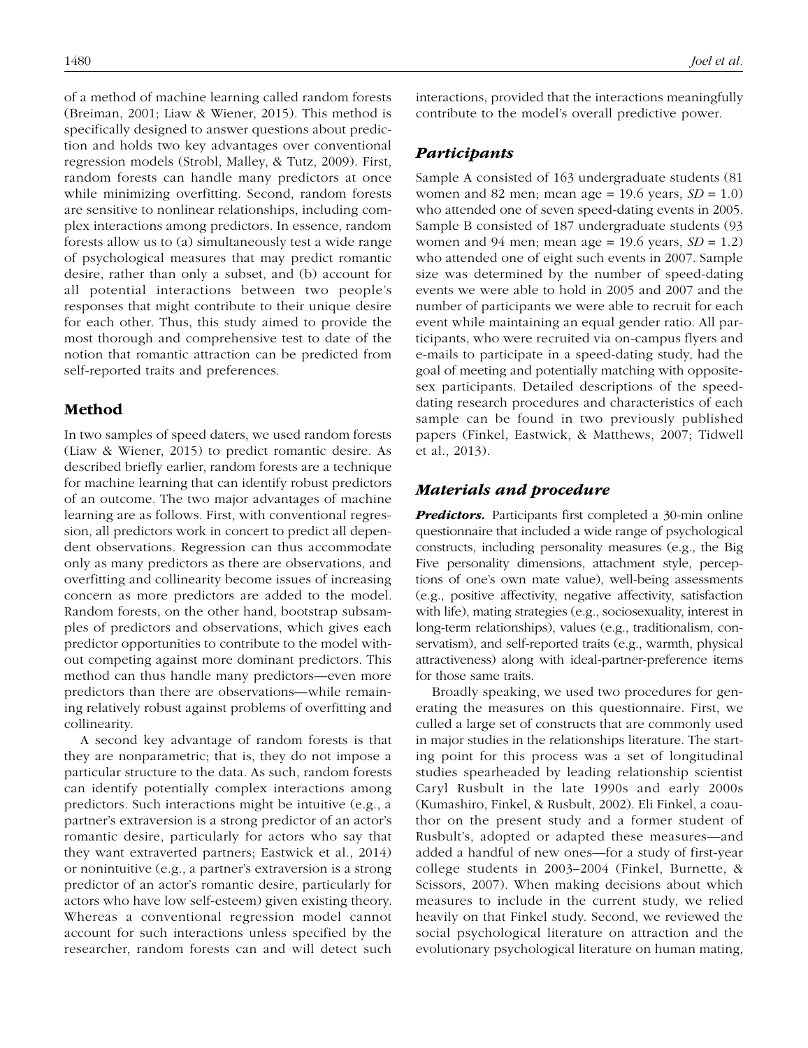of a method of machine learning called random forests (Breiman, 2001; Liaw & Wiener, 2015). This method is specifically designed to answer questions about prediction and holds two key advantages over conventional regression models (Strobl, Malley, & Tutz, 2009). First, random forests can handle many predictors at once while minimizing overfitting. Second, random forests are sensitive to nonlinear relationships, including complex interactions among predictors. In essence, random forests allow us to (a) simultaneously test a wide range of psychological measures that may predict romantic desire, rather than only a subset, and (b) account for all potential interactions between two people's responses that might contribute to their unique desire for each other. Thus, this study aimed to provide the most thorough and comprehensive test to date of the notion that romantic attraction can be predicted from self-reported traits and preferences.

## Method

In two samples of speed daters, we used random forests (Liaw & Wiener, 2015) to predict romantic desire. As described briefly earlier, random forests are a technique for machine learning that can identify robust predictors of an outcome. The two major advantages of machine learning are as follows. First, with conventional regression, all predictors work in concert to predict all dependent observations. Regression can thus accommodate only as many predictors as there are observations, and overfitting and collinearity become issues of increasing concern as more predictors are added to the model. Random forests, on the other hand, bootstrap subsamples of predictors and observations, which gives each predictor opportunities to contribute to the model without competing against more dominant predictors. This method can thus handle many predictors—even more predictors than there are observations—while remaining relatively robust against problems of overfitting and collinearity.

A second key advantage of random forests is that they are nonparametric; that is, they do not impose a particular structure to the data. As such, random forests can identify potentially complex interactions among predictors. Such interactions might be intuitive (e.g., a partner's extraversion is a strong predictor of an actor's romantic desire, particularly for actors who say that they want extraverted partners; Eastwick et al., 2014) or nonintuitive (e.g., a partner's extraversion is a strong predictor of an actor's romantic desire, particularly for actors who have low self-esteem) given existing theory. Whereas a conventional regression model cannot account for such interactions unless specified by the researcher, random forests can and will detect such interactions, provided that the interactions meaningfully contribute to the model's overall predictive power.

### Participants

Sample A consisted of 163 undergraduate students (81 women and 82 men; mean age = 19.6 years, *SD* = 1.0) who attended one of seven speed-dating events in 2005. Sample B consisted of 187 undergraduate students (93 women and 94 men; mean age = 19.6 years, *SD* = 1.2) who attended one of eight such events in 2007. Sample size was determined by the number of speed-dating events we were able to hold in 2005 and 2007 and the number of participants we were able to recruit for each event while maintaining an equal gender ratio. All participants, who were recruited via on-campus flyers and e-mails to participate in a speed-dating study, had the goal of meeting and potentially matching with opposite-sex participants. Detailed descriptions of the speed-dating research procedures and characteristics of each sample can be found in two previously published papers (Finkel, Eastwick, & Matthews, 2007; Tidwell et al., 2013).

### Materials and procedure

***Predictors.*** Participants first completed a 30-min online questionnaire that included a wide range of psychological constructs, including personality measures (e.g., the Big Five personality dimensions, attachment style, perceptions of one's own mate value), well-being assessments (e.g., positive affectivity, negative affectivity, satisfaction with life), mating strategies (e.g., sociosexuality, interest in long-term relationships), values (e.g., traditionalism, conservatism), and self-reported traits (e.g., warmth, physical attractiveness) along with ideal-partner-preference items for those same traits.

Broadly speaking, we used two procedures for generating the measures on this questionnaire. First, we culled a large set of constructs that are commonly used in major studies in the relationships literature. The starting point for this process was a set of longitudinal studies spearheaded by leading relationship scientist Caryl Rusbult in the late 1990s and early 2000s (Kumashiro, Finkel, & Rusbult, 2002). Eli Finkel, a coauthor on the present study and a former student of Rusbult's, adopted or adapted these measures—and added a handful of new ones—for a study of first-year college students in 2003–2004 (Finkel, Burnette, & Scissors, 2007). When making decisions about which measures to include in the current study, we relied heavily on that Finkel study. Second, we reviewed the social psychological literature on attraction and the evolutionary psychological literature on human mating,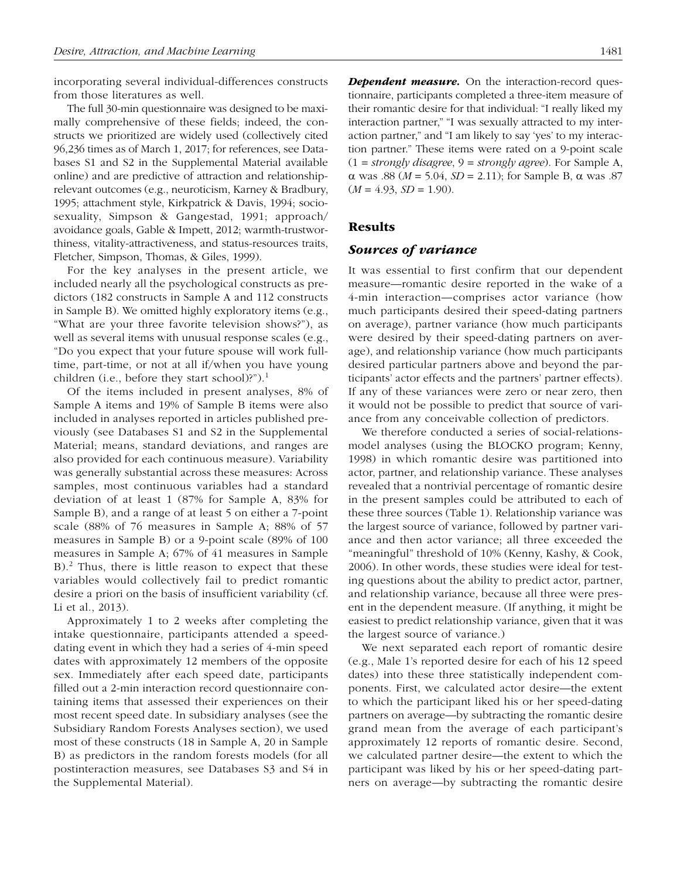incorporating several individual-differences constructs from those literatures as well.

The full 30-min questionnaire was designed to be maximally comprehensive of these fields; indeed, the constructs we prioritized are widely used (collectively cited 96,236 times as of March 1, 2017; for references, see Databases S1 and S2 in the Supplemental Material available online) and are predictive of attraction and relationship-relevant outcomes (e.g., neuroticism, Karney & Bradbury, 1995; attachment style, Kirkpatrick & Davis, 1994; sociosexuality, Simpson & Gangestad, 1991; approach/avoidance goals, Gable & Impett, 2012; warmth-trustworthiness, vitality-attractiveness, and status-resources traits, Fletcher, Simpson, Thomas, & Giles, 1999).

For the key analyses in the present article, we included nearly all the psychological constructs as predictors (182 constructs in Sample A and 112 constructs in Sample B). We omitted highly exploratory items (e.g., "What are your three favorite television shows?"), as well as several items with unusual response scales (e.g., "Do you expect that your future spouse will work full-time, part-time, or not at all if/when you have young children (i.e., before they start school)?").[1]

Of the items included in present analyses, 8% of Sample A items and 19% of Sample B items were also included in analyses reported in articles published previously (see Databases S1 and S2 in the Supplemental Material; means, standard deviations, and ranges are also provided for each continuous measure). Variability was generally substantial across these measures: Across samples, most continuous variables had a standard deviation of at least 1 (87% for Sample A, 83% for Sample B), and a range of at least 5 on either a 7-point scale (88% of 76 measures in Sample A; 88% of 57 measures in Sample B) or a 9-point scale (89% of 100 measures in Sample A; 67% of 41 measures in Sample B).[2] Thus, there is little reason to expect that these variables would collectively fail to predict romantic desire a priori on the basis of insufficient variability (cf. Li et al., 2013).

Approximately 1 to 2 weeks after completing the intake questionnaire, participants attended a speed-dating event in which they had a series of 4-min speed dates with approximately 12 members of the opposite sex. Immediately after each speed date, participants filled out a 2-min interaction record questionnaire containing items that assessed their experiences on their most recent speed date. In subsidiary analyses (see the Subsidiary Random Forests Analyses section), we used most of these constructs (18 in Sample A, 20 in Sample B) as predictors in the random forests models (for all postinteraction measures, see Databases S3 and S4 in the Supplemental Material).

***Dependent measure.*** On the interaction-record questionnaire, participants completed a three-item measure of their romantic desire for that individual: "I really liked my interaction partner," "I was sexually attracted to my interaction partner," and "I am likely to say 'yes' to my interaction partner." These items were rated on a 9-point scale (1 = *strongly disagree*, 9 = *strongly agree*). For Sample A, $\alpha$ was .88 ($M$ = 5.04, $SD$ = 2.11); for Sample B, $\alpha$ was .87 ($M$ = 4.93, $SD$ = 1.90).

## Results

### *Sources of variance*

It was essential to first confirm that our dependent measure—romantic desire reported in the wake of a 4-min interaction—comprises actor variance (how much participants desired their speed-dating partners on average), partner variance (how much participants were desired by their speed-dating partners on average), and relationship variance (how much participants desired particular partners above and beyond the participants' actor effects and the partners' partner effects). If any of these variances were zero or near zero, then it would not be possible to predict that source of variance from any conceivable collection of predictors.

We therefore conducted a series of social-relations-model analyses (using the BLOCKO program; Kenny, 1998) in which romantic desire was partitioned into actor, partner, and relationship variance. These analyses revealed that a nontrivial percentage of romantic desire in the present samples could be attributed to each of these three sources (Table 1). Relationship variance was the largest source of variance, followed by partner variance and then actor variance; all three exceeded the "meaningful" threshold of 10% (Kenny, Kashy, & Cook, 2006). In other words, these studies were ideal for testing questions about the ability to predict actor, partner, and relationship variance, because all three were present in the dependent measure. (If anything, it might be easiest to predict relationship variance, given that it was the largest source of variance.)

We next separated each report of romantic desire (e.g., Male 1's reported desire for each of his 12 speed dates) into these three statistically independent components. First, we calculated actor desire—the extent to which the participant liked his or her speed-dating partners on average—by subtracting the romantic desire grand mean from the average of each participant's approximately 12 reports of romantic desire. Second, we calculated partner desire—the extent to which the participant was liked by his or her speed-dating partners on average—by subtracting the romantic desire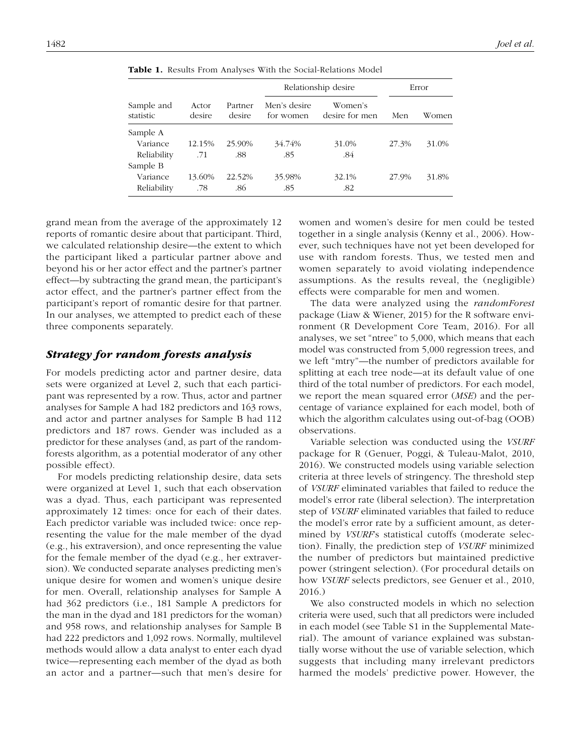**Table 1.** Results From Analyses With the Social-Relations Model

| Sample and statistic | Actor desire | Partner desire | Relationship desire | | Error | |
|---|---|---|---|---|---|---|
| | | | Men's desire for women | Women's desire for men | Men | Women |
| Sample A | | | | | | |
| Variance | 12.15% | 25.90% | 34.74% | 31.0% | 27.3% | 31.0% |
| Reliability | .71 | .88 | .85 | .84 | | |
| Sample B | | | | | | |
| Variance | 13.60% | 22.52% | 35.98% | 32.1% | 27.9% | 31.8% |
| Reliability | .78 | .86 | .85 | .82 | | |

grand mean from the average of the approximately 12 reports of romantic desire about that participant. Third, we calculated relationship desire—the extent to which the participant liked a particular partner above and beyond his or her actor effect and the partner's partner effect—by subtracting the grand mean, the participant's actor effect, and the partner's partner effect from the participant's report of romantic desire for that partner. In our analyses, we attempted to predict each of these three components separately.

### *Strategy for random forests analysis*

For models predicting actor and partner desire, data sets were organized at Level 2, such that each participant was represented by a row. Thus, actor and partner analyses for Sample A had 182 predictors and 163 rows, and actor and partner analyses for Sample B had 112 predictors and 187 rows. Gender was included as a predictor for these analyses (and, as part of the random-forests algorithm, as a potential moderator of any other possible effect).

For models predicting relationship desire, data sets were organized at Level 1, such that each observation was a dyad. Thus, each participant was represented approximately 12 times: once for each of their dates. Each predictor variable was included twice: once representing the value for the male member of the dyad (e.g., his extraversion), and once representing the value for the female member of the dyad (e.g., her extraversion). We conducted separate analyses predicting men's unique desire for women and women's unique desire for men. Overall, relationship analyses for Sample A had 362 predictors (i.e., 181 Sample A predictors for the man in the dyad and 181 predictors for the woman) and 958 rows, and relationship analyses for Sample B had 222 predictors and 1,092 rows. Normally, multilevel methods would allow a data analyst to enter each dyad twice—representing each member of the dyad as both an actor and a partner—such that men's desire for women and women's desire for men could be tested together in a single analysis (Kenny et al., 2006). However, such techniques have not yet been developed for use with random forests. Thus, we tested men and women separately to avoid violating independence assumptions. As the results reveal, the (negligible) effects were comparable for men and women.

The data were analyzed using the *randomForest* package (Liaw & Wiener, 2015) for the R software environment (R Development Core Team, 2016). For all analyses, we set "ntree" to 5,000, which means that each model was constructed from 5,000 regression trees, and we left "mtry"—the number of predictors available for splitting at each tree node—at its default value of one third of the total number of predictors. For each model, we report the mean squared error (*MSE*) and the percentage of variance explained for each model, both of which the algorithm calculates using out-of-bag (OOB) observations.

Variable selection was conducted using the *VSURF* package for R (Genuer, Poggi, & Tuleau-Malot, 2010, 2016). We constructed models using variable selection criteria at three levels of stringency. The threshold step of *VSURF* eliminated variables that failed to reduce the model's error rate (liberal selection). The interpretation step of *VSURF* eliminated variables that failed to reduce the model's error rate by a sufficient amount, as determined by *VSURF*'s statistical cutoffs (moderate selection). Finally, the prediction step of *VSURF* minimized the number of predictors but maintained predictive power (stringent selection). (For procedural details on how *VSURF* selects predictors, see Genuer et al., 2010, 2016.)

We also constructed models in which no selection criteria were used, such that all predictors were included in each model (see Table S1 in the Supplemental Material). The amount of variance explained was substantially worse without the use of variable selection, which suggests that including many irrelevant predictors harmed the models' predictive power. However, the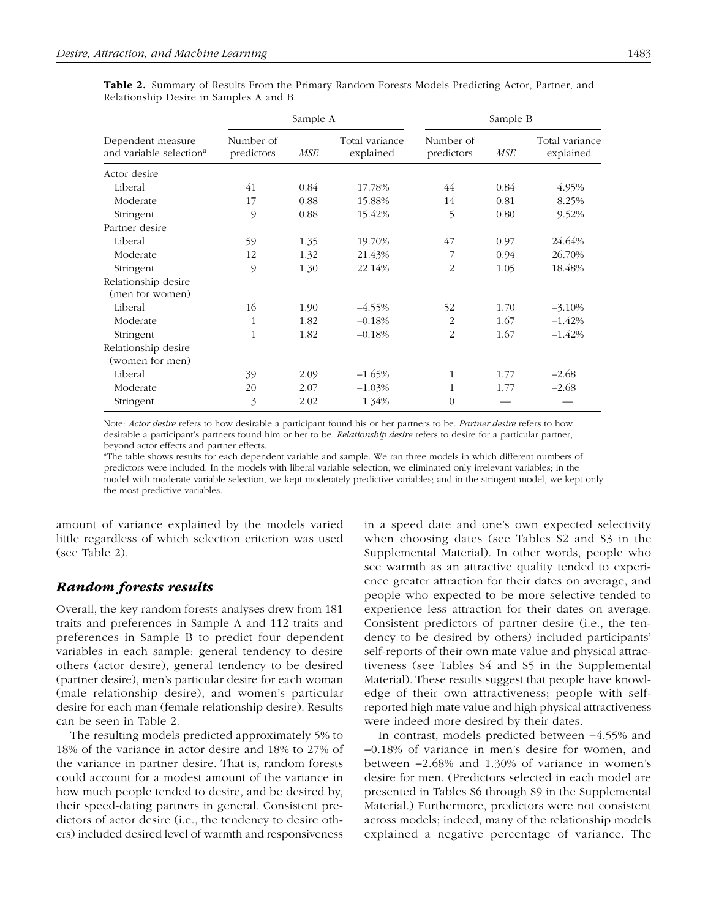**Table 2.** Summary of Results From the Primary Random Forests Models Predicting Actor, Partner, and Relationship Desire in Samples A and B

| Dependent measure and variable selection[a] | Sample A | | | Sample B | | |
|---|---|---|---|---|---|---|
| | Number of predictors | *MSE* | Total variance explained | Number of predictors | *MSE* | Total variance explained |
| Actor desire | | | | | | |
| Liberal | 41 | 0.84 | 17.78% | 44 | 0.84 | 4.95% |
| Moderate | 17 | 0.88 | 15.88% | 14 | 0.81 | 8.25% |
| Stringent | 9 | 0.88 | 15.42% | 5 | 0.80 | 9.52% |
| Partner desire | | | | | | |
| Liberal | 59 | 1.35 | 19.70% | 47 | 0.97 | 24.64% |
| Moderate | 12 | 1.32 | 21.43% | 7 | 0.94 | 26.70% |
| Stringent | 9 | 1.30 | 22.14% | 2 | 1.05 | 18.48% |
| Relationship desire (men for women) | | | | | | |
| Liberal | 16 | 1.90 | −4.55% | 52 | 1.70 | −3.10% |
| Moderate | 1 | 1.82 | −0.18% | 2 | 1.67 | −1.42% |
| Stringent | 1 | 1.82 | −0.18% | 2 | 1.67 | −1.42% |
| Relationship desire (women for men) | | | | | | |
| Liberal | 39 | 2.09 | −1.65% | 1 | 1.77 | −2.68 |
| Moderate | 20 | 2.07 | −1.03% | 1 | 1.77 | −2.68 |
| Stringent | 3 | 2.02 | 1.34% | 0 | — | — |

Note: *Actor desire* refers to how desirable a participant found his or her partners to be. *Partner desire* refers to how desirable a participant's partners found him or her to be. *Relationship desire* refers to desire for a particular partner, beyond actor effects and partner effects.

[a]The table shows results for each dependent variable and sample. We ran three models in which different numbers of predictors were included. In the models with liberal variable selection, we eliminated only irrelevant variables; in the model with moderate variable selection, we kept moderately predictive variables; and in the stringent model, we kept only the most predictive variables.

amount of variance explained by the models varied little regardless of which selection criterion was used (see Table 2).

### Random forests results

Overall, the key random forests analyses drew from 181 traits and preferences in Sample A and 112 traits and preferences in Sample B to predict four dependent variables in each sample: general tendency to desire others (actor desire), general tendency to be desired (partner desire), men's particular desire for each woman (male relationship desire), and women's particular desire for each man (female relationship desire). Results can be seen in Table 2.

The resulting models predicted approximately 5% to 18% of the variance in actor desire and 18% to 27% of the variance in partner desire. That is, random forests could account for a modest amount of the variance in how much people tended to desire, and be desired by, their speed-dating partners in general. Consistent predictors of actor desire (i.e., the tendency to desire others) included desired level of warmth and responsiveness in a speed date and one's own expected selectivity when choosing dates (see Tables S2 and S3 in the Supplemental Material). In other words, people who see warmth as an attractive quality tended to experience greater attraction for their dates on average, and people who expected to be more selective tended to experience less attraction for their dates on average. Consistent predictors of partner desire (i.e., the tendency to be desired by others) included participants' self-reports of their own mate value and physical attractiveness (see Tables S4 and S5 in the Supplemental Material). These results suggest that people have knowledge of their own attractiveness; people with self-reported high mate value and high physical attractiveness were indeed more desired by their dates.

In contrast, models predicted between −4.55% and −0.18% of variance in men's desire for women, and between −2.68% and 1.30% of variance in women's desire for men. (Predictors selected in each model are presented in Tables S6 through S9 in the Supplemental Material.) Furthermore, predictors were not consistent across models; indeed, many of the relationship models explained a negative percentage of variance. The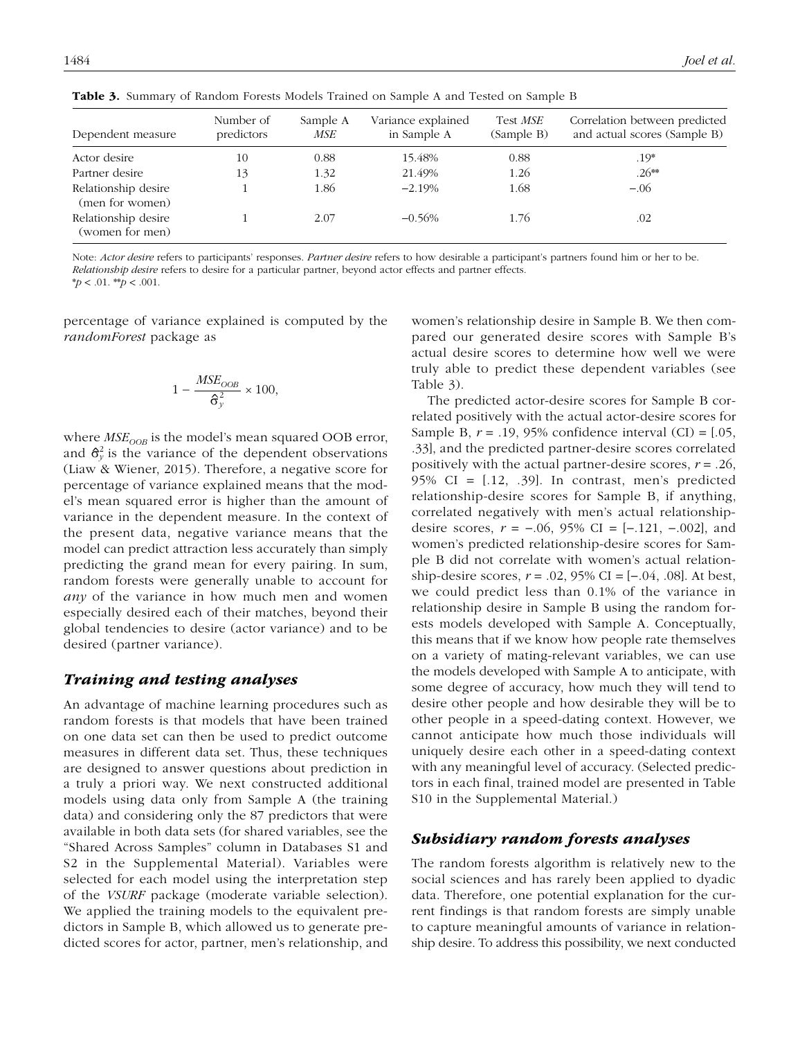**Table 3.** Summary of Random Forests Models Trained on Sample A and Tested on Sample B

| Dependent measure | Number of predictors | Sample A *MSE* | Variance explained in Sample A | Test *MSE* (Sample B) | Correlation between predicted and actual scores (Sample B) |
|---|---|---|---|---|---|
| Actor desire | 10 | 0.88 | 15.48% | 0.88 | .19* |
| Partner desire | 13 | 1.32 | 21.49% | 1.26 | .26** |
| Relationship desire (men for women) | 1 | 1.86 | −2.19% | 1.68 | −.06 |
| Relationship desire (women for men) | 1 | 2.07 | −0.56% | 1.76 | .02 |

Note: *Actor desire* refers to participants' responses. *Partner desire* refers to how desirable a participant's partners found him or her to be. *Relationship desire* refers to desire for a particular partner, beyond actor effects and partner effects.
*$p < .01$. **$p < .001$.

percentage of variance explained is computed by the *randomForest* package as

$$1 - \frac{MSE_{OOB}}{\hat{\sigma}_y^2} \times 100,$$

where $MSE_{OOB}$ is the model's mean squared OOB error, and $\hat{\sigma}_y^2$ is the variance of the dependent observations (Liaw & Wiener, 2015). Therefore, a negative score for percentage of variance explained means that the model's mean squared error is higher than the amount of variance in the dependent measure. In the context of the present data, negative variance means that the model can predict attraction less accurately than simply predicting the grand mean for every pairing. In sum, random forests were generally unable to account for *any* of the variance in how much men and women especially desired each of their matches, beyond their global tendencies to desire (actor variance) and to be desired (partner variance).

### *Training and testing analyses*

An advantage of machine learning procedures such as random forests is that models that have been trained on one data set can then be used to predict outcome measures in different data set. Thus, these techniques are designed to answer questions about prediction in a truly a priori way. We next constructed additional models using data only from Sample A (the training data) and considering only the 87 predictors that were available in both data sets (for shared variables, see the "Shared Across Samples" column in Databases S1 and S2 in the Supplemental Material). Variables were selected for each model using the interpretation step of the *VSURF* package (moderate variable selection). We applied the training models to the equivalent predictors in Sample B, which allowed us to generate predicted scores for actor, partner, men's relationship, and women's relationship desire in Sample B. We then compared our generated desire scores with Sample B's actual desire scores to determine how well we were truly able to predict these dependent variables (see Table 3).

The predicted actor-desire scores for Sample B correlated positively with the actual actor-desire scores for Sample B, $r = .19$, 95% confidence interval (CI) = [.05, .33], and the predicted partner-desire scores correlated positively with the actual partner-desire scores, $r = .26$, 95% CI = [.12, .39]. In contrast, men's predicted relationship-desire scores for Sample B, if anything, correlated negatively with men's actual relationship-desire scores, $r = −.06$, 95% CI = [−.121, −.002], and women's predicted relationship-desire scores for Sample B did not correlate with women's actual relationship-desire scores, $r = .02$, 95% CI = [−.04, .08]. At best, we could predict less than 0.1% of the variance in relationship desire in Sample B using the random forests models developed with Sample A. Conceptually, this means that if we know how people rate themselves on a variety of mating-relevant variables, we can use the models developed with Sample A to anticipate, with some degree of accuracy, how much they will tend to desire other people and how desirable they will be to other people in a speed-dating context. However, we cannot anticipate how much those individuals will uniquely desire each other in a speed-dating context with any meaningful level of accuracy. (Selected predictors in each final, trained model are presented in Table S10 in the Supplemental Material.)

### *Subsidiary random forests analyses*

The random forests algorithm is relatively new to the social sciences and has rarely been applied to dyadic data. Therefore, one potential explanation for the current findings is that random forests are simply unable to capture meaningful amounts of variance in relationship desire. To address this possibility, we next conducted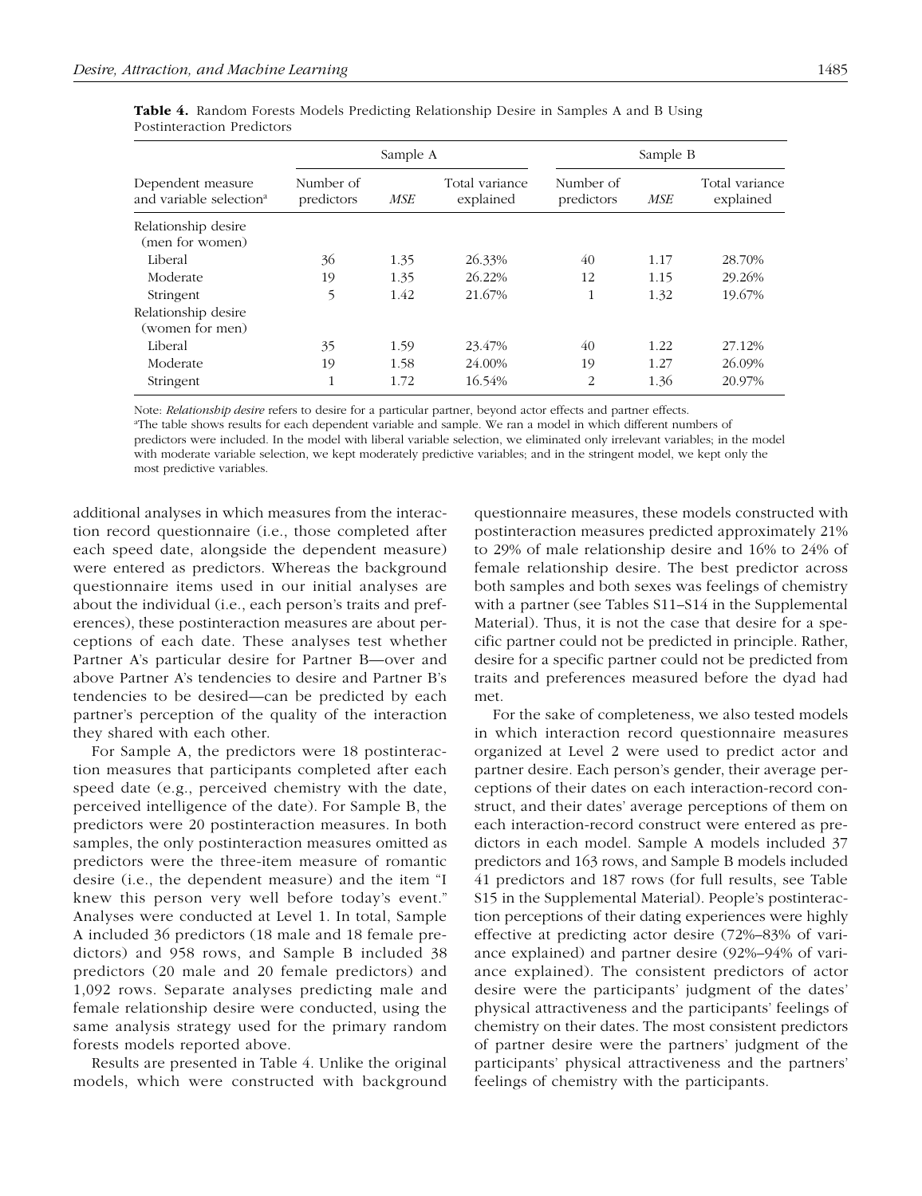**Table 4.** Random Forests Models Predicting Relationship Desire in Samples A and B Using Postinteraction Predictors

| Dependent measure and variable selection[a] | Sample A | | | Sample B | | |
|---|---|---|---|---|---|---|
| | Number of predictors | *MSE* | Total variance explained | Number of predictors | *MSE* | Total variance explained |
| Relationship desire (men for women) | | | | | | |
| Liberal | 36 | 1.35 | 26.33% | 40 | 1.17 | 28.70% |
| Moderate | 19 | 1.35 | 26.22% | 12 | 1.15 | 29.26% |
| Stringent | 5 | 1.42 | 21.67% | 1 | 1.32 | 19.67% |
| Relationship desire (women for men) | | | | | | |
| Liberal | 35 | 1.59 | 23.47% | 40 | 1.22 | 27.12% |
| Moderate | 19 | 1.58 | 24.00% | 19 | 1.27 | 26.09% |
| Stringent | 1 | 1.72 | 16.54% | 2 | 1.36 | 20.97% |

Note: *Relationship desire* refers to desire for a particular partner, beyond actor effects and partner effects.
[a]The table shows results for each dependent variable and sample. We ran a model in which different numbers of predictors were included. In the model with liberal variable selection, we eliminated only irrelevant variables; in the model with moderate variable selection, we kept moderately predictive variables; and in the stringent model, we kept only the most predictive variables.

additional analyses in which measures from the interaction record questionnaire (i.e., those completed after each speed date, alongside the dependent measure) were entered as predictors. Whereas the background questionnaire items used in our initial analyses are about the individual (i.e., each person's traits and preferences), these postinteraction measures are about perceptions of each date. These analyses test whether Partner A's particular desire for Partner B—over and above Partner A's tendencies to desire and Partner B's tendencies to be desired—can be predicted by each partner's perception of the quality of the interaction they shared with each other.

For Sample A, the predictors were 18 postinteraction measures that participants completed after each speed date (e.g., perceived chemistry with the date, perceived intelligence of the date). For Sample B, the predictors were 20 postinteraction measures. In both samples, the only postinteraction measures omitted as predictors were the three-item measure of romantic desire (i.e., the dependent measure) and the item "I knew this person very well before today's event." Analyses were conducted at Level 1. In total, Sample A included 36 predictors (18 male and 18 female predictors) and 958 rows, and Sample B included 38 predictors (20 male and 20 female predictors) and 1,092 rows. Separate analyses predicting male and female relationship desire were conducted, using the same analysis strategy used for the primary random forests models reported above.

Results are presented in Table 4. Unlike the original models, which were constructed with background questionnaire measures, these models constructed with postinteraction measures predicted approximately 21% to 29% of male relationship desire and 16% to 24% of female relationship desire. The best predictor across both samples and both sexes was feelings of chemistry with a partner (see Tables S11–S14 in the Supplemental Material). Thus, it is not the case that desire for a specific partner could not be predicted in principle. Rather, desire for a specific partner could not be predicted from traits and preferences measured before the dyad had met.

For the sake of completeness, we also tested models in which interaction record questionnaire measures organized at Level 2 were used to predict actor and partner desire. Each person's gender, their average perceptions of their dates on each interaction-record construct, and their dates' average perceptions of them on each interaction-record construct were entered as predictors in each model. Sample A models included 37 predictors and 163 rows, and Sample B models included 41 predictors and 187 rows (for full results, see Table S15 in the Supplemental Material). People's postinteraction perceptions of their dating experiences were highly effective at predicting actor desire (72%–83% of variance explained) and partner desire (92%–94% of variance explained). The consistent predictors of actor desire were the participants' judgment of the dates' physical attractiveness and the participants' feelings of chemistry on their dates. The most consistent predictors of partner desire were the partners' judgment of the participants' physical attractiveness and the partners' feelings of chemistry with the participants.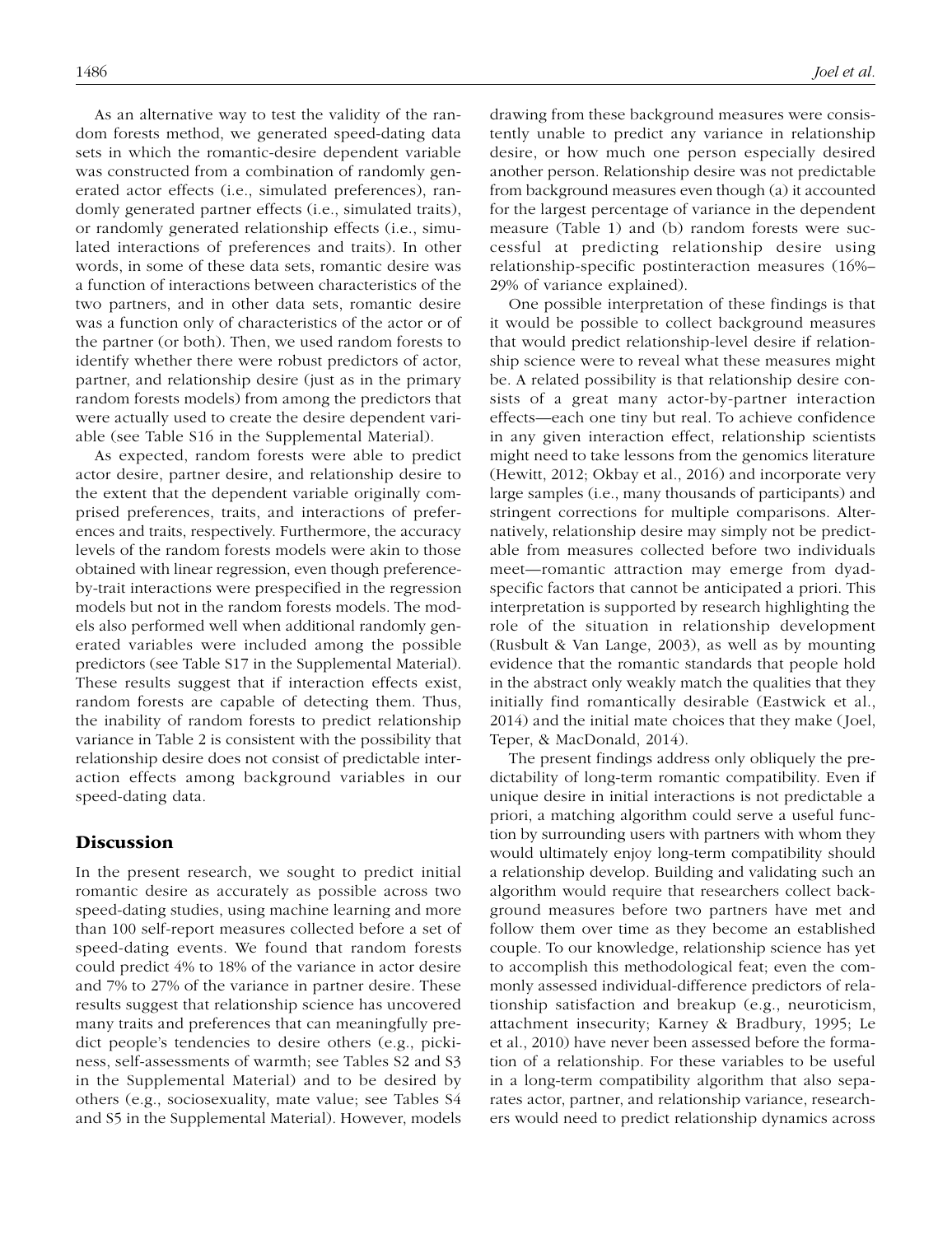As an alternative way to test the validity of the random forests method, we generated speed-dating data sets in which the romantic-desire dependent variable was constructed from a combination of randomly generated actor effects (i.e., simulated preferences), randomly generated partner effects (i.e., simulated traits), or randomly generated relationship effects (i.e., simulated interactions of preferences and traits). In other words, in some of these data sets, romantic desire was a function of interactions between characteristics of the two partners, and in other data sets, romantic desire was a function only of characteristics of the actor or of the partner (or both). Then, we used random forests to identify whether there were robust predictors of actor, partner, and relationship desire (just as in the primary random forests models) from among the predictors that were actually used to create the desire dependent variable (see Table S16 in the Supplemental Material).

As expected, random forests were able to predict actor desire, partner desire, and relationship desire to the extent that the dependent variable originally comprised preferences, traits, and interactions of preferences and traits, respectively. Furthermore, the accuracy levels of the random forests models were akin to those obtained with linear regression, even though preference-by-trait interactions were prespecified in the regression models but not in the random forests models. The models also performed well when additional randomly generated variables were included among the possible predictors (see Table S17 in the Supplemental Material). These results suggest that if interaction effects exist, random forests are capable of detecting them. Thus, the inability of random forests to predict relationship variance in Table 2 is consistent with the possibility that relationship desire does not consist of predictable interaction effects among background variables in our speed-dating data.

## Discussion

In the present research, we sought to predict initial romantic desire as accurately as possible across two speed-dating studies, using machine learning and more than 100 self-report measures collected before a set of speed-dating events. We found that random forests could predict 4% to 18% of the variance in actor desire and 7% to 27% of the variance in partner desire. These results suggest that relationship science has uncovered many traits and preferences that can meaningfully predict people's tendencies to desire others (e.g., pickiness, self-assessments of warmth; see Tables S2 and S3 in the Supplemental Material) and to be desired by others (e.g., sociosexuality, mate value; see Tables S4 and S5 in the Supplemental Material). However, models drawing from these background measures were consistently unable to predict any variance in relationship desire, or how much one person especially desired another person. Relationship desire was not predictable from background measures even though (a) it accounted for the largest percentage of variance in the dependent measure (Table 1) and (b) random forests were successful at predicting relationship desire using relationship-specific postinteraction measures (16%–29% of variance explained).

One possible interpretation of these findings is that it would be possible to collect background measures that would predict relationship-level desire if relationship science were to reveal what these measures might be. A related possibility is that relationship desire consists of a great many actor-by-partner interaction effects—each one tiny but real. To achieve confidence in any given interaction effect, relationship scientists might need to take lessons from the genomics literature (Hewitt, 2012; Okbay et al., 2016) and incorporate very large samples (i.e., many thousands of participants) and stringent corrections for multiple comparisons. Alternatively, relationship desire may simply not be predictable from measures collected before two individuals meet—romantic attraction may emerge from dyad-specific factors that cannot be anticipated a priori. This interpretation is supported by research highlighting the role of the situation in relationship development (Rusbult & Van Lange, 2003), as well as by mounting evidence that the romantic standards that people hold in the abstract only weakly match the qualities that they initially find romantically desirable (Eastwick et al., 2014) and the initial mate choices that they make (Joel, Teper, & MacDonald, 2014).

The present findings address only obliquely the predictability of long-term romantic compatibility. Even if unique desire in initial interactions is not predictable a priori, a matching algorithm could serve a useful function by surrounding users with partners with whom they would ultimately enjoy long-term compatibility should a relationship develop. Building and validating such an algorithm would require that researchers collect background measures before two partners have met and follow them over time as they become an established couple. To our knowledge, relationship science has yet to accomplish this methodological feat; even the commonly assessed individual-difference predictors of relationship satisfaction and breakup (e.g., neuroticism, attachment insecurity; Karney & Bradbury, 1995; Le et al., 2010) have never been assessed before the formation of a relationship. For these variables to be useful in a long-term compatibility algorithm that also separates actor, partner, and relationship variance, researchers would need to predict relationship dynamics across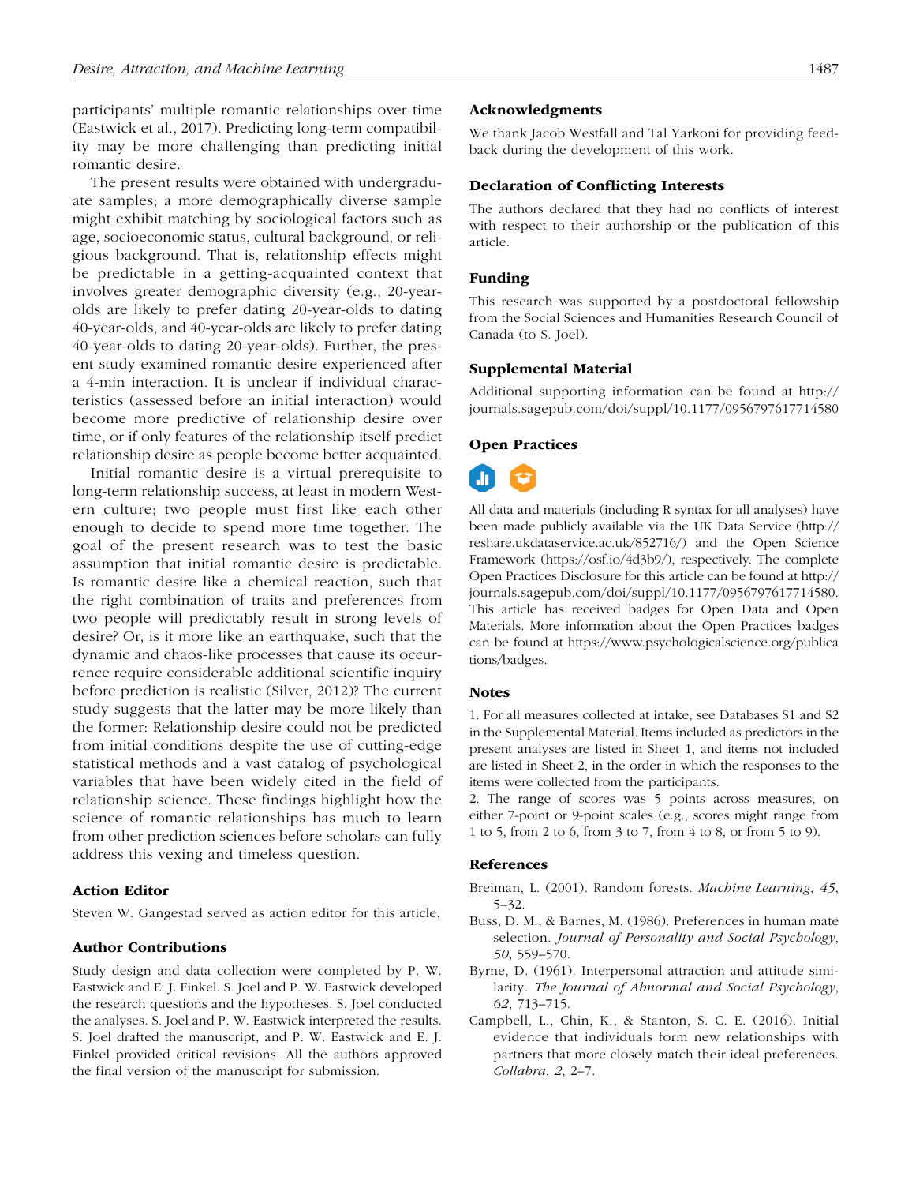participants' multiple romantic relationships over time (Eastwick et al., 2017). Predicting long-term compatibility may be more challenging than predicting initial romantic desire.

The present results were obtained with undergraduate samples; a more demographically diverse sample might exhibit matching by sociological factors such as age, socioeconomic status, cultural background, or religious background. That is, relationship effects might be predictable in a getting-acquainted context that involves greater demographic diversity (e.g., 20-year-olds are likely to prefer dating 20-year-olds to dating 40-year-olds, and 40-year-olds are likely to prefer dating 40-year-olds to dating 20-year-olds). Further, the present study examined romantic desire experienced after a 4-min interaction. It is unclear if individual characteristics (assessed before an initial interaction) would become more predictive of relationship desire over time, or if only features of the relationship itself predict relationship desire as people become better acquainted.

Initial romantic desire is a virtual prerequisite to long-term relationship success, at least in modern Western culture; two people must first like each other enough to decide to spend more time together. The goal of the present research was to test the basic assumption that initial romantic desire is predictable. Is romantic desire like a chemical reaction, such that the right combination of traits and preferences from two people will predictably result in strong levels of desire? Or, is it more like an earthquake, such that the dynamic and chaos-like processes that cause its occurrence require considerable additional scientific inquiry before prediction is realistic (Silver, 2012)? The current study suggests that the latter may be more likely than the former: Relationship desire could not be predicted from initial conditions despite the use of cutting-edge statistical methods and a vast catalog of psychological variables that have been widely cited in the field of relationship science. These findings highlight how the science of romantic relationships has much to learn from other prediction sciences before scholars can fully address this vexing and timeless question.

### Action Editor

Steven W. Gangestad served as action editor for this article.

### Author Contributions

Study design and data collection were completed by P. W. Eastwick and E. J. Finkel. S. Joel and P. W. Eastwick developed the research questions and the hypotheses. S. Joel conducted the analyses. S. Joel and P. W. Eastwick interpreted the results. S. Joel drafted the manuscript, and P. W. Eastwick and E. J. Finkel provided critical revisions. All the authors approved the final version of the manuscript for submission.

### Acknowledgments

We thank Jacob Westfall and Tal Yarkoni for providing feedback during the development of this work.

### Declaration of Conflicting Interests

The authors declared that they had no conflicts of interest with respect to their authorship or the publication of this article.

### Funding

This research was supported by a postdoctoral fellowship from the Social Sciences and Humanities Research Council of Canada (to S. Joel).

### Supplemental Material

Additional supporting information can be found at http://journals.sagepub.com/doi/suppl/10.1177/0956797617714580

### Open Practices

All data and materials (including R syntax for all analyses) have been made publicly available via the UK Data Service (http://reshare.ukdataservice.ac.uk/852716/) and the Open Science Framework (https://osf.io/4d3b9/), respectively. The complete Open Practices Disclosure for this article can be found at http://journals.sagepub.com/doi/suppl/10.1177/0956797617714580. This article has received badges for Open Data and Open Materials. More information about the Open Practices badges can be found at https://www.psychologicalscience.org/publications/badges.

### Notes

1. For all measures collected at intake, see Databases S1 and S2 in the Supplemental Material. Items included as predictors in the present analyses are listed in Sheet 1, and items not included are listed in Sheet 2, in the order in which the responses to the items were collected from the participants.

2. The range of scores was 5 points across measures, on either 7-point or 9-point scales (e.g., scores might range from 1 to 5, from 2 to 6, from 3 to 7, from 4 to 8, or from 5 to 9).

### References

Breiman, L. (2001). Random forests. *Machine Learning*, *45*, 5–32.

Buss, D. M., & Barnes, M. (1986). Preferences in human mate selection. *Journal of Personality and Social Psychology*, *50*, 559–570.

Byrne, D. (1961). Interpersonal attraction and attitude similarity. *The Journal of Abnormal and Social Psychology*, *62*, 713–715.

Campbell, L., Chin, K., & Stanton, S. C. E. (2016). Initial evidence that individuals form new relationships with partners that more closely match their ideal preferences. *Collabra*, *2*, 2–7.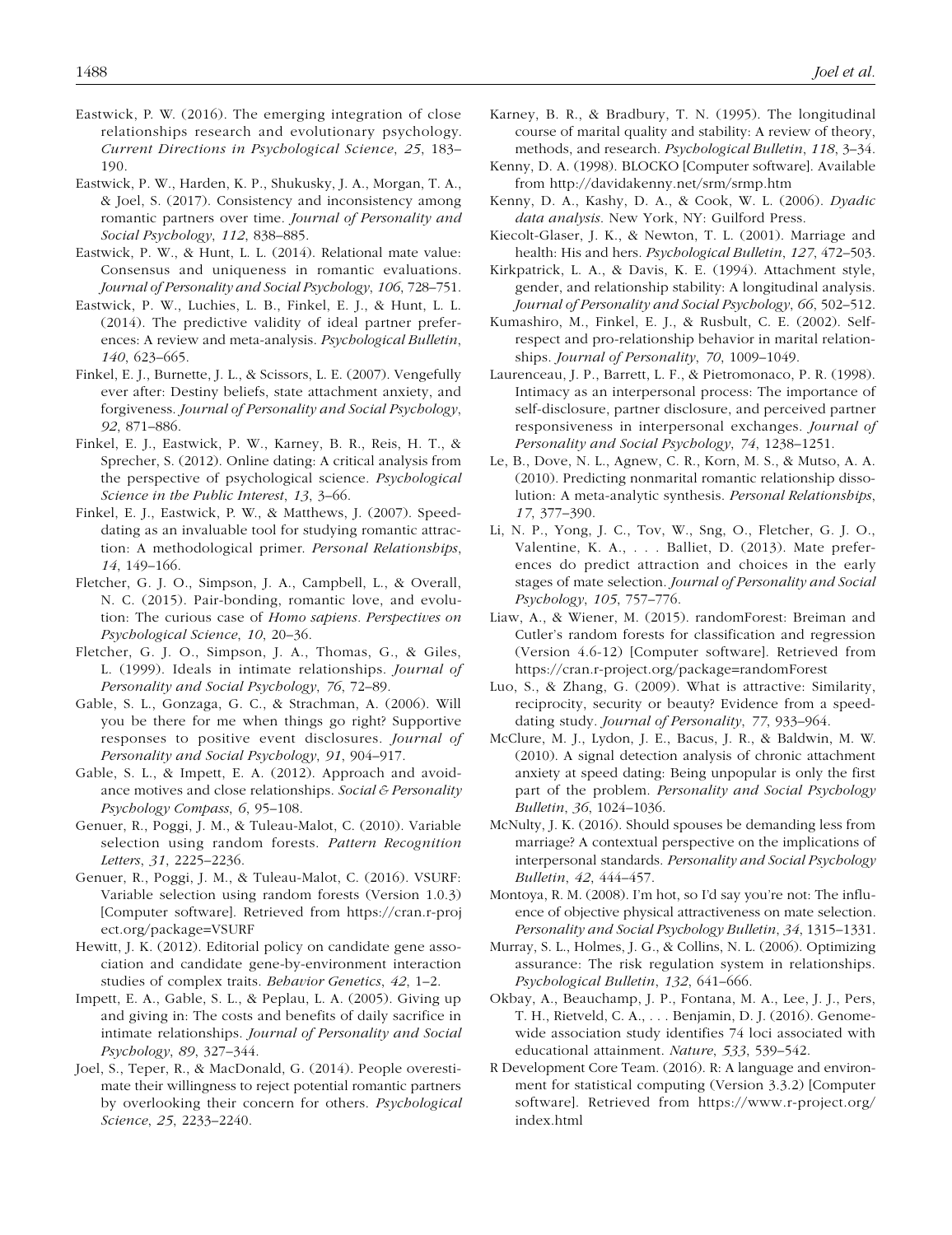Eastwick, P. W. (2016). The emerging integration of close relationships research and evolutionary psychology. *Current Directions in Psychological Science*, *25*, 183–190.

Eastwick, P. W., Harden, K. P., Shukusky, J. A., Morgan, T. A., & Joel, S. (2017). Consistency and inconsistency among romantic partners over time. *Journal of Personality and Social Psychology*, *112*, 838–885.

Eastwick, P. W., & Hunt, L. L. (2014). Relational mate value: Consensus and uniqueness in romantic evaluations. *Journal of Personality and Social Psychology*, *106*, 728–751.

Eastwick, P. W., Luchies, L. B., Finkel, E. J., & Hunt, L. L. (2014). The predictive validity of ideal partner preferences: A review and meta-analysis. *Psychological Bulletin*, *140*, 623–665.

Finkel, E. J., Burnette, J. L., & Scissors, L. E. (2007). Vengefully ever after: Destiny beliefs, state attachment anxiety, and forgiveness. *Journal of Personality and Social Psychology*, *92*, 871–886.

Finkel, E. J., Eastwick, P. W., Karney, B. R., Reis, H. T., & Sprecher, S. (2012). Online dating: A critical analysis from the perspective of psychological science. *Psychological Science in the Public Interest*, *13*, 3–66.

Finkel, E. J., Eastwick, P. W., & Matthews, J. (2007). Speed-dating as an invaluable tool for studying romantic attraction: A methodological primer. *Personal Relationships*, *14*, 149–166.

Fletcher, G. J. O., Simpson, J. A., Campbell, L., & Overall, N. C. (2015). Pair-bonding, romantic love, and evolution: The curious case of *Homo sapiens*. *Perspectives on Psychological Science*, *10*, 20–36.

Fletcher, G. J. O., Simpson, J. A., Thomas, G., & Giles, L. (1999). Ideals in intimate relationships. *Journal of Personality and Social Psychology*, *76*, 72–89.

Gable, S. L., Gonzaga, G. C., & Strachman, A. (2006). Will you be there for me when things go right? Supportive responses to positive event disclosures. *Journal of Personality and Social Psychology*, *91*, 904–917.

Gable, S. L., & Impett, E. A. (2012). Approach and avoidance motives and close relationships. *Social & Personality Psychology Compass*, *6*, 95–108.

Genuer, R., Poggi, J. M., & Tuleau-Malot, C. (2010). Variable selection using random forests. *Pattern Recognition Letters*, *31*, 2225–2236.

Genuer, R., Poggi, J. M., & Tuleau-Malot, C. (2016). VSURF: Variable selection using random forests (Version 1.0.3) [Computer software]. Retrieved from https://cran.r-project.org/package=VSURF

Hewitt, J. K. (2012). Editorial policy on candidate gene association and candidate gene-by-environment interaction studies of complex traits. *Behavior Genetics*, *42*, 1–2.

Impett, E. A., Gable, S. L., & Peplau, L. A. (2005). Giving up and giving in: The costs and benefits of daily sacrifice in intimate relationships. *Journal of Personality and Social Psychology*, *89*, 327–344.

Joel, S., Teper, R., & MacDonald, G. (2014). People overestimate their willingness to reject potential romantic partners by overlooking their concern for others. *Psychological Science*, *25*, 2233–2240.

Karney, B. R., & Bradbury, T. N. (1995). The longitudinal course of marital quality and stability: A review of theory, methods, and research. *Psychological Bulletin*, *118*, 3–34.

Kenny, D. A. (1998). BLOCKO [Computer software]. Available from http://davidakenny.net/srm/srmp.htm

Kenny, D. A., Kashy, D. A., & Cook, W. L. (2006). *Dyadic data analysis*. New York, NY: Guilford Press.

Kiecolt-Glaser, J. K., & Newton, T. L. (2001). Marriage and health: His and hers. *Psychological Bulletin*, *127*, 472–503.

Kirkpatrick, L. A., & Davis, K. E. (1994). Attachment style, gender, and relationship stability: A longitudinal analysis. *Journal of Personality and Social Psychology*, *66*, 502–512.

Kumashiro, M., Finkel, E. J., & Rusbult, C. E. (2002). Self-respect and pro-relationship behavior in marital relationships. *Journal of Personality*, *70*, 1009–1049.

Laurenceau, J. P., Barrett, L. F., & Pietromonaco, P. R. (1998). Intimacy as an interpersonal process: The importance of self-disclosure, partner disclosure, and perceived partner responsiveness in interpersonal exchanges. *Journal of Personality and Social Psychology*, *74*, 1238–1251.

Le, B., Dove, N. L., Agnew, C. R., Korn, M. S., & Mutso, A. A. (2010). Predicting nonmarital romantic relationship dissolution: A meta-analytic synthesis. *Personal Relationships*, *17*, 377–390.

Li, N. P., Yong, J. C., Tov, W., Sng, O., Fletcher, G. J. O., Valentine, K. A., . . . Balliet, D. (2013). Mate preferences do predict attraction and choices in the early stages of mate selection. *Journal of Personality and Social Psychology*, *105*, 757–776.

Liaw, A., & Wiener, M. (2015). randomForest: Breiman and Cutler's random forests for classification and regression (Version 4.6-12) [Computer software]. Retrieved from https://cran.r-project.org/package=randomForest

Luo, S., & Zhang, G. (2009). What is attractive: Similarity, reciprocity, security or beauty? Evidence from a speed-dating study. *Journal of Personality*, *77*, 933–964.

McClure, M. J., Lydon, J. E., Bacus, J. R., & Baldwin, M. W. (2010). A signal detection analysis of chronic attachment anxiety at speed dating: Being unpopular is only the first part of the problem. *Personality and Social Psychology Bulletin*, *36*, 1024–1036.

McNulty, J. K. (2016). Should spouses be demanding less from marriage? A contextual perspective on the implications of interpersonal standards. *Personality and Social Psychology Bulletin*, *42*, 444–457.

Montoya, R. M. (2008). I'm hot, so I'd say you're not: The influence of objective physical attractiveness on mate selection. *Personality and Social Psychology Bulletin*, *34*, 1315–1331.

Murray, S. L., Holmes, J. G., & Collins, N. L. (2006). Optimizing assurance: The risk regulation system in relationships. *Psychological Bulletin*, *132*, 641–666.

Okbay, A., Beauchamp, J. P., Fontana, M. A., Lee, J. J., Pers, T. H., Rietveld, C. A., . . . Benjamin, D. J. (2016). Genome-wide association study identifies 74 loci associated with educational attainment. *Nature*, *533*, 539–542.

R Development Core Team. (2016). R: A language and environment for statistical computing (Version 3.3.2) [Computer software]. Retrieved from https://www.r-project.org/index.html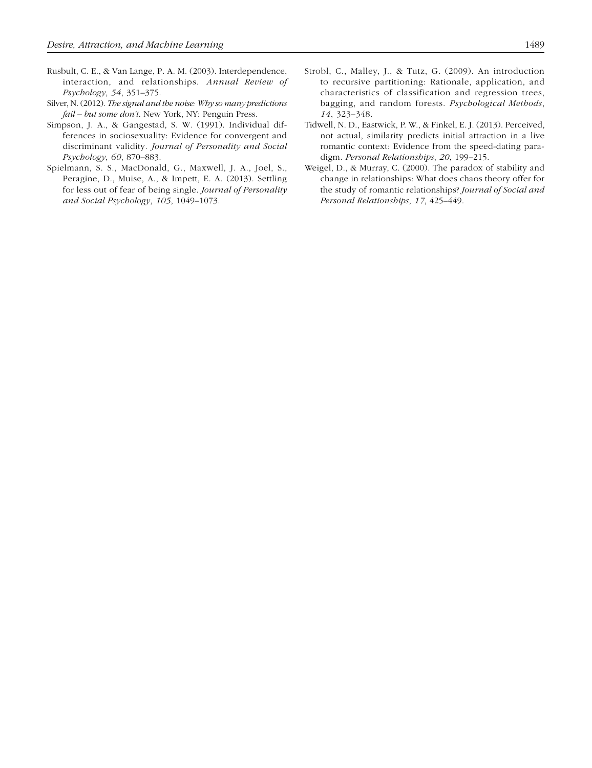Rusbult, C. E., & Van Lange, P. A. M. (2003). Interdependence, interaction, and relationships. *Annual Review of Psychology*, *54*, 351–375.

Silver, N. (2012). *The signal and the noise: Why so many predictions fail – but some don't*. New York, NY: Penguin Press.

Simpson, J. A., & Gangestad, S. W. (1991). Individual differences in sociosexuality: Evidence for convergent and discriminant validity. *Journal of Personality and Social Psychology*, *60*, 870–883.

Spielmann, S. S., MacDonald, G., Maxwell, J. A., Joel, S., Peragine, D., Muise, A., & Impett, E. A. (2013). Settling for less out of fear of being single. *Journal of Personality and Social Psychology*, *105*, 1049–1073.

Strobl, C., Malley, J., & Tutz, G. (2009). An introduction to recursive partitioning: Rationale, application, and characteristics of classification and regression trees, bagging, and random forests. *Psychological Methods*, *14*, 323–348.

Tidwell, N. D., Eastwick, P. W., & Finkel, E. J. (2013). Perceived, not actual, similarity predicts initial attraction in a live romantic context: Evidence from the speed-dating paradigm. *Personal Relationships*, *20*, 199–215.

Weigel, D., & Murray, C. (2000). The paradox of stability and change in relationships: What does chaos theory offer for the study of romantic relationships? *Journal of Social and Personal Relationships*, *17*, 425–449.